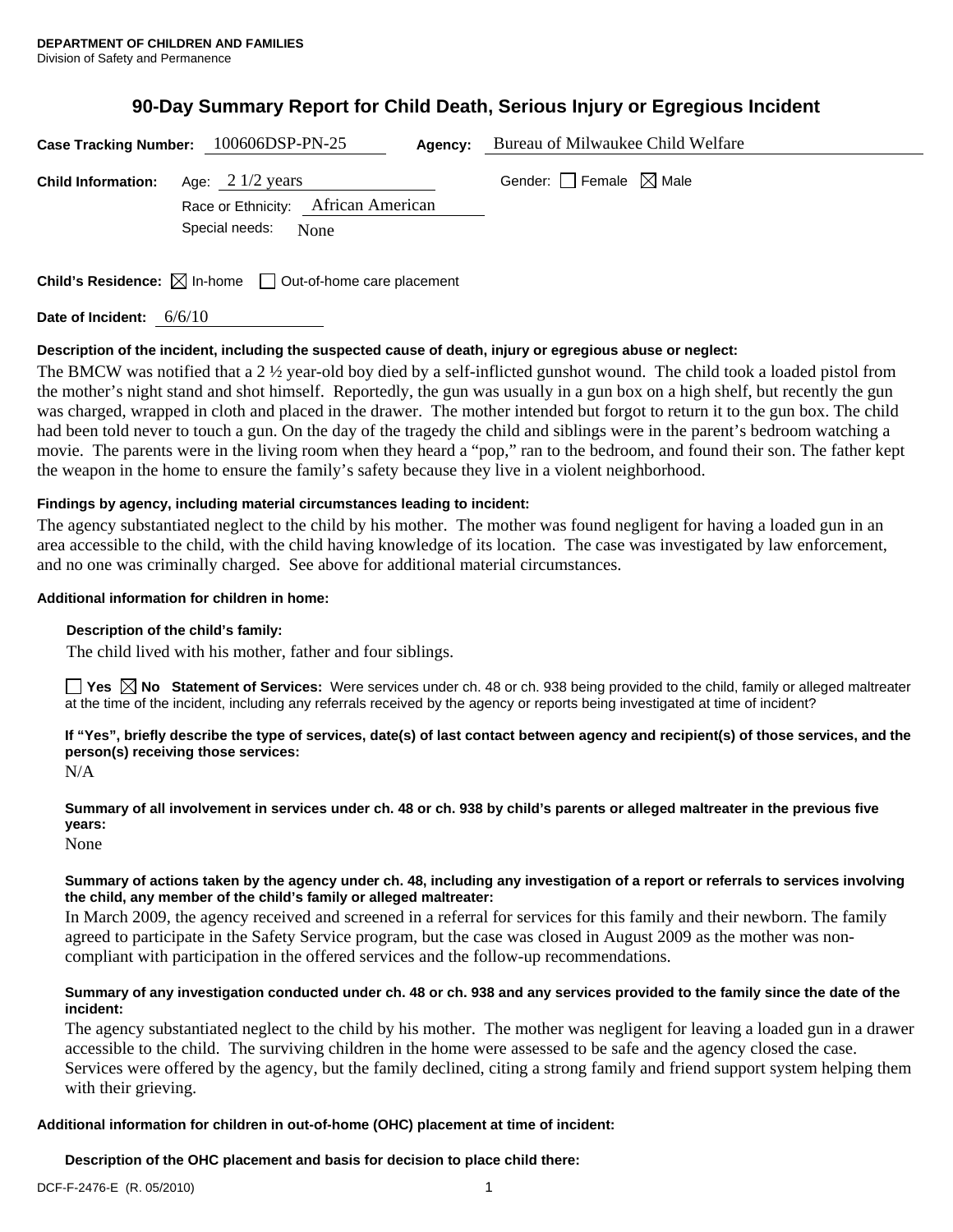**DEPARTMENT OF CHILDREN AND FAMILIES**
Division of Safety and Permanence

# 90-Day Summary Report for Child Death, Serious Injury or Egregious Incident

**Case Tracking Number:** 100606DSP-PN-25 **Agency:** Bureau of Milwaukee Child Welfare

**Child Information:** Age: 2 1/2 years Gender: ☐ Female ☒ Male
Race or Ethnicity: African American
Special needs: None

**Child's Residence:** ☒ In-home ☐ Out-of-home care placement

**Date of Incident:** 6/6/10

**Description of the incident, including the suspected cause of death, injury or egregious abuse or neglect:**

The BMCW was notified that a 2 ½ year-old boy died by a self-inflicted gunshot wound. The child took a loaded pistol from the mother's night stand and shot himself. Reportedly, the gun was usually in a gun box on a high shelf, but recently the gun was charged, wrapped in cloth and placed in the drawer. The mother intended but forgot to return it to the gun box. The child had been told never to touch a gun. On the day of the tragedy the child and siblings were in the parent's bedroom watching a movie. The parents were in the living room when they heard a "pop," ran to the bedroom, and found their son. The father kept the weapon in the home to ensure the family's safety because they live in a violent neighborhood.

**Findings by agency, including material circumstances leading to incident:**

The agency substantiated neglect to the child by his mother. The mother was found negligent for having a loaded gun in an area accessible to the child, with the child having knowledge of its location. The case was investigated by law enforcement, and no one was criminally charged. See above for additional material circumstances.

**Additional information for children in home:**

**Description of the child's family:**

The child lived with his mother, father and four siblings.

☐ **Yes** ☒ **No** **Statement of Services:** Were services under ch. 48 or ch. 938 being provided to the child, family or alleged maltreater at the time of the incident, including any referrals received by the agency or reports being investigated at time of incident?

**If "Yes", briefly describe the type of services, date(s) of last contact between agency and recipient(s) of those services, and the person(s) receiving those services:**

N/A

**Summary of all involvement in services under ch. 48 or ch. 938 by child's parents or alleged maltreater in the previous five years:**

None

**Summary of actions taken by the agency under ch. 48, including any investigation of a report or referrals to services involving the child, any member of the child's family or alleged maltreater:**

In March 2009, the agency received and screened in a referral for services for this family and their newborn. The family agreed to participate in the Safety Service program, but the case was closed in August 2009 as the mother was non-compliant with participation in the offered services and the follow-up recommendations.

**Summary of any investigation conducted under ch. 48 or ch. 938 and any services provided to the family since the date of the incident:**

The agency substantiated neglect to the child by his mother. The mother was negligent for leaving a loaded gun in a drawer accessible to the child. The surviving children in the home were assessed to be safe and the agency closed the case. Services were offered by the agency, but the family declined, citing a strong family and friend support system helping them with their grieving.

**Additional information for children in out-of-home (OHC) placement at time of incident:**

**Description of the OHC placement and basis for decision to place child there:**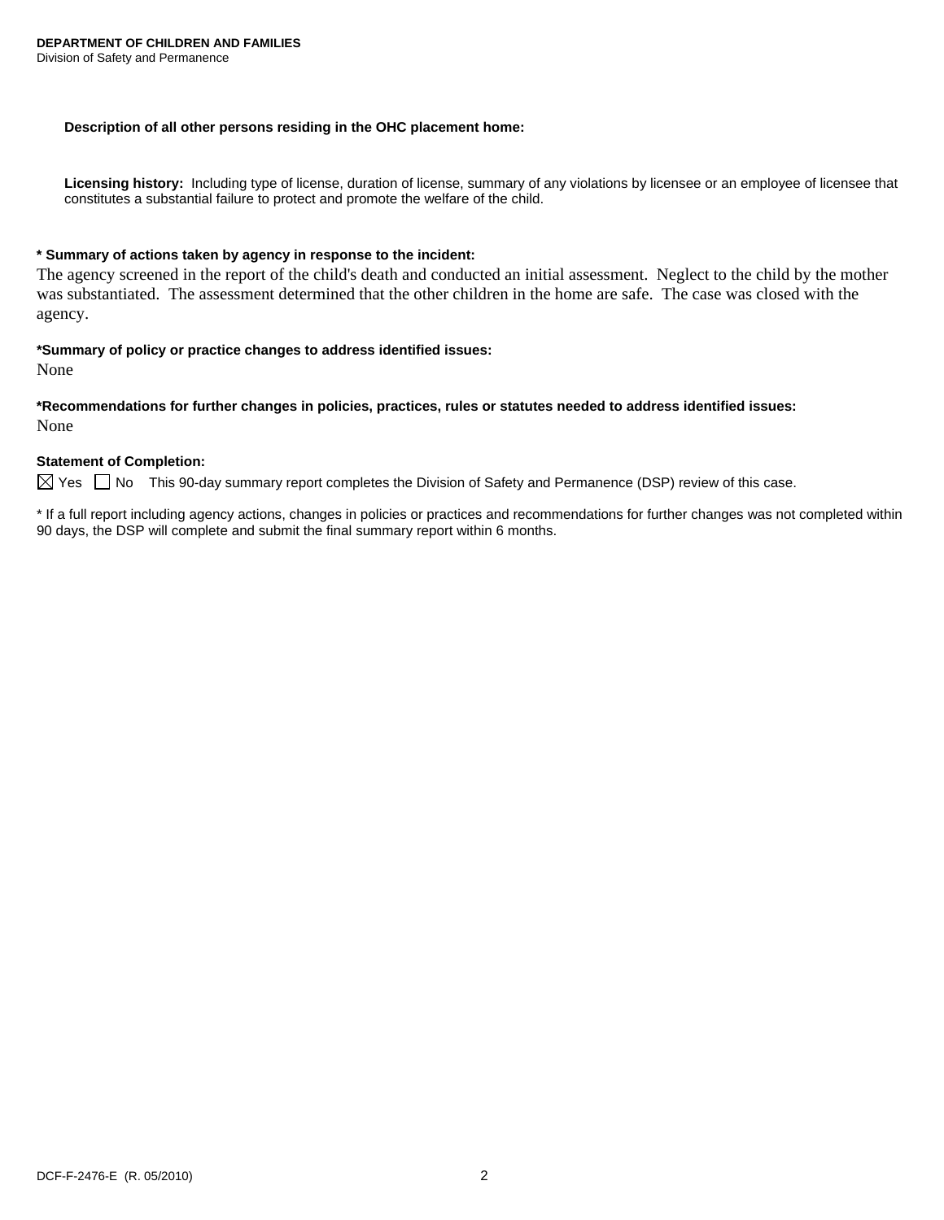**Description of all other persons residing in the OHC placement home:**

**Licensing history:** Including type of license, duration of license, summary of any violations by licensee or an employee of licensee that constitutes a substantial failure to protect and promote the welfare of the child.

**\* Summary of actions taken by agency in response to the incident:**

The agency screened in the report of the child's death and conducted an initial assessment. Neglect to the child by the mother was substantiated. The assessment determined that the other children in the home are safe. The case was closed with the agency.

**\*Summary of policy or practice changes to address identified issues:**

None

**\*Recommendations for further changes in policies, practices, rules or statutes needed to address identified issues:**

None

**Statement of Completion:**

☒ Yes ☐ No This 90-day summary report completes the Division of Safety and Permanence (DSP) review of this case.

\* If a full report including agency actions, changes in policies or practices and recommendations for further changes was not completed within 90 days, the DSP will complete and submit the final summary report within 6 months.